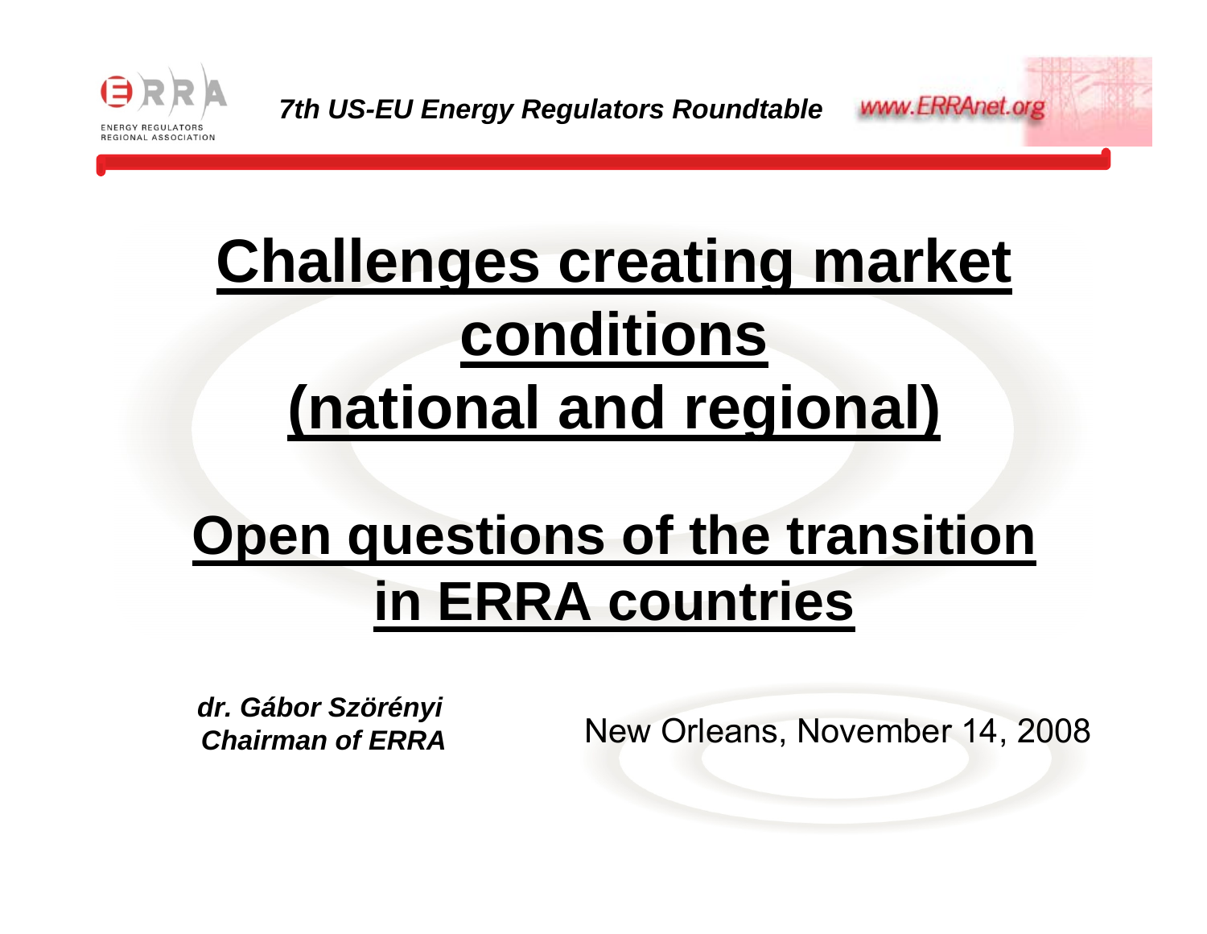# Challenges creating market conditions (national and regional)

# Open questions of the transition in ERRA countries

***dr. Gábor Szörényi***
***Chairman of ERRA***

New Orleans, November 14, 2008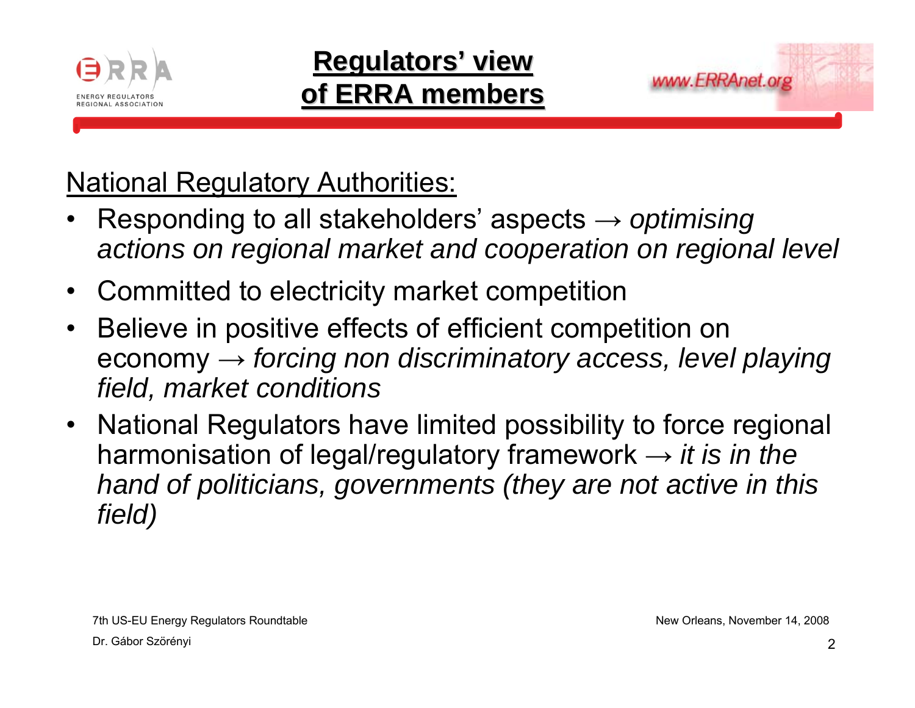# Regulators' view of ERRA members

National Regulatory Authorities:

- Responding to all stakeholders' aspects → *optimising actions on regional market and cooperation on regional level*
- Committed to electricity market competition
- Believe in positive effects of efficient competition on economy → *forcing non discriminatory access, level playing field, market conditions*
- National Regulators have limited possibility to force regional harmonisation of legal/regulatory framework → *it is in the hand of politicians, governments (they are not active in this field)*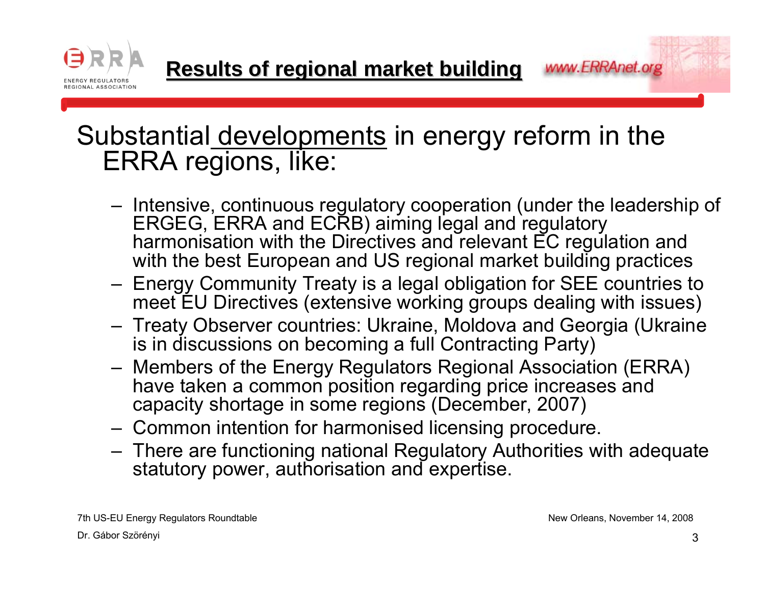# Results of regional market building

Substantial developments in energy reform in the ERRA regions, like:

- Intensive, continuous regulatory cooperation (under the leadership of ERGEG, ERRA and ECRB) aiming legal and regulatory harmonisation with the Directives and relevant EC regulation and with the best European and US regional market building practices
- Energy Community Treaty is a legal obligation for SEE countries to meet EU Directives (extensive working groups dealing with issues)
- Treaty Observer countries: Ukraine, Moldova and Georgia (Ukraine is in discussions on becoming a full Contracting Party)
- Members of the Energy Regulators Regional Association (ERRA) have taken a common position regarding price increases and capacity shortage in some regions (December, 2007)
- Common intention for harmonised licensing procedure.
- There are functioning national Regulatory Authorities with adequate statutory power, authorisation and expertise.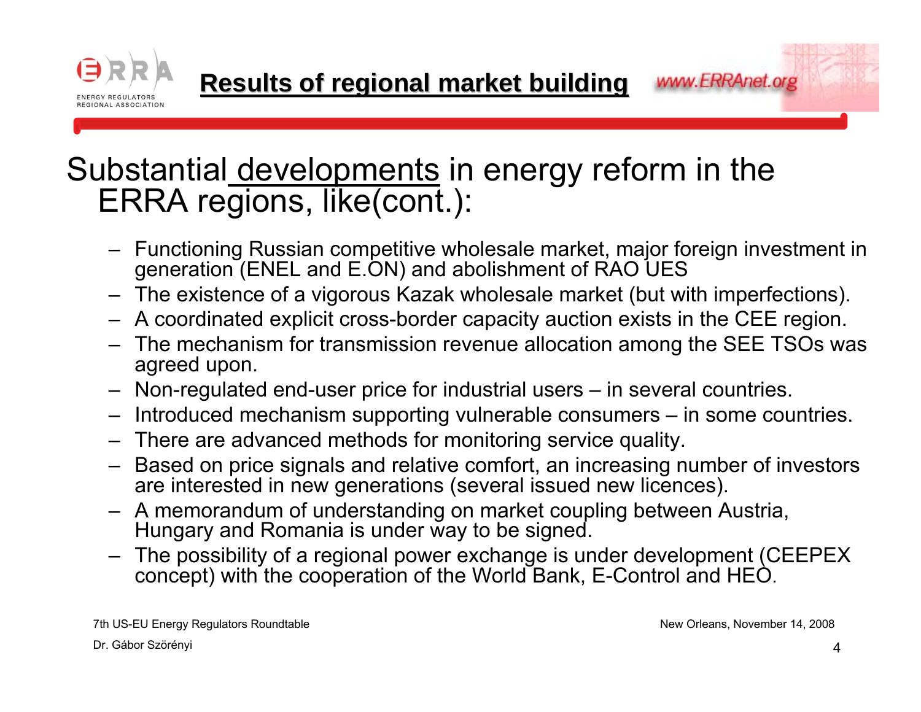# Results of regional market building

## Substantial developments in energy reform in the ERRA regions, like(cont.):

- Functioning Russian competitive wholesale market, major foreign investment in generation (ENEL and E.ON) and abolishment of RAO UES
- The existence of a vigorous Kazak wholesale market (but with imperfections).
- A coordinated explicit cross-border capacity auction exists in the CEE region.
- The mechanism for transmission revenue allocation among the SEE TSOs was agreed upon.
- Non-regulated end-user price for industrial users – in several countries.
- Introduced mechanism supporting vulnerable consumers – in some countries.
- There are advanced methods for monitoring service quality.
- Based on price signals and relative comfort, an increasing number of investors are interested in new generations (several issued new licences).
- A memorandum of understanding on market coupling between Austria, Hungary and Romania is under way to be signed.
- The possibility of a regional power exchange is under development (CEEPEX concept) with the cooperation of the World Bank, E-Control and HEO.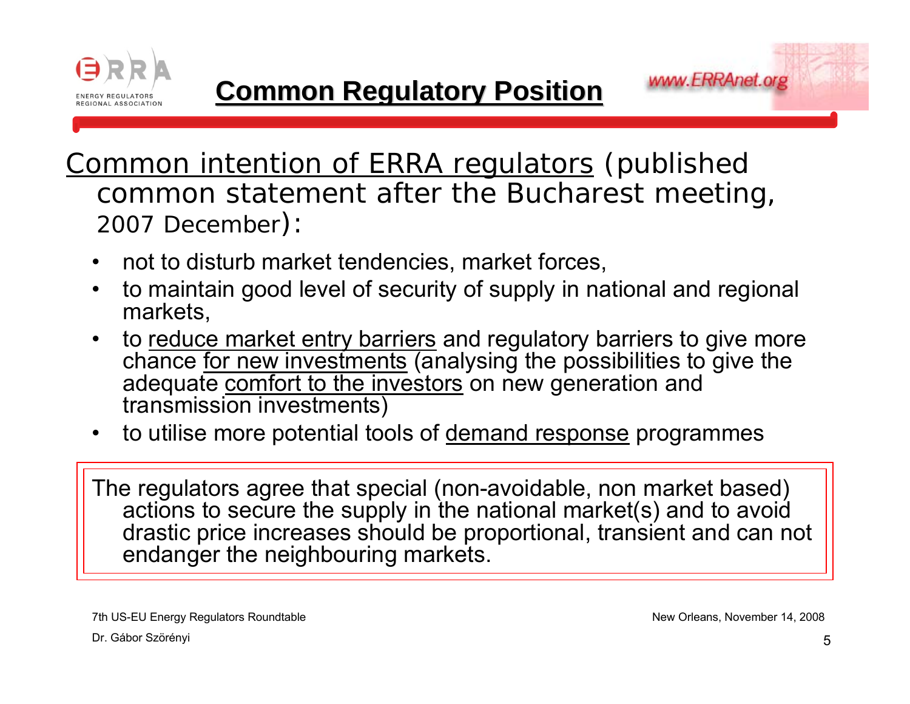# Common Regulatory Position

Common intention of ERRA regulators (published common statement after the Bucharest meeting, 2007 December):

- not to disturb market tendencies, market forces,
- to maintain good level of security of supply in national and regional markets,
- to reduce market entry barriers and regulatory barriers to give more chance for new investments (analysing the possibilities to give the adequate comfort to the investors on new generation and transmission investments)
- to utilise more potential tools of demand response programmes

> The regulators agree that special (non-avoidable, non market based) actions to secure the supply in the national market(s) and to avoid drastic price increases should be proportional, transient and can not endanger the neighbouring markets.

7th US-EU Energy Regulators Roundtable

New Orleans, November 14, 2008

Dr. Gábor Szörényi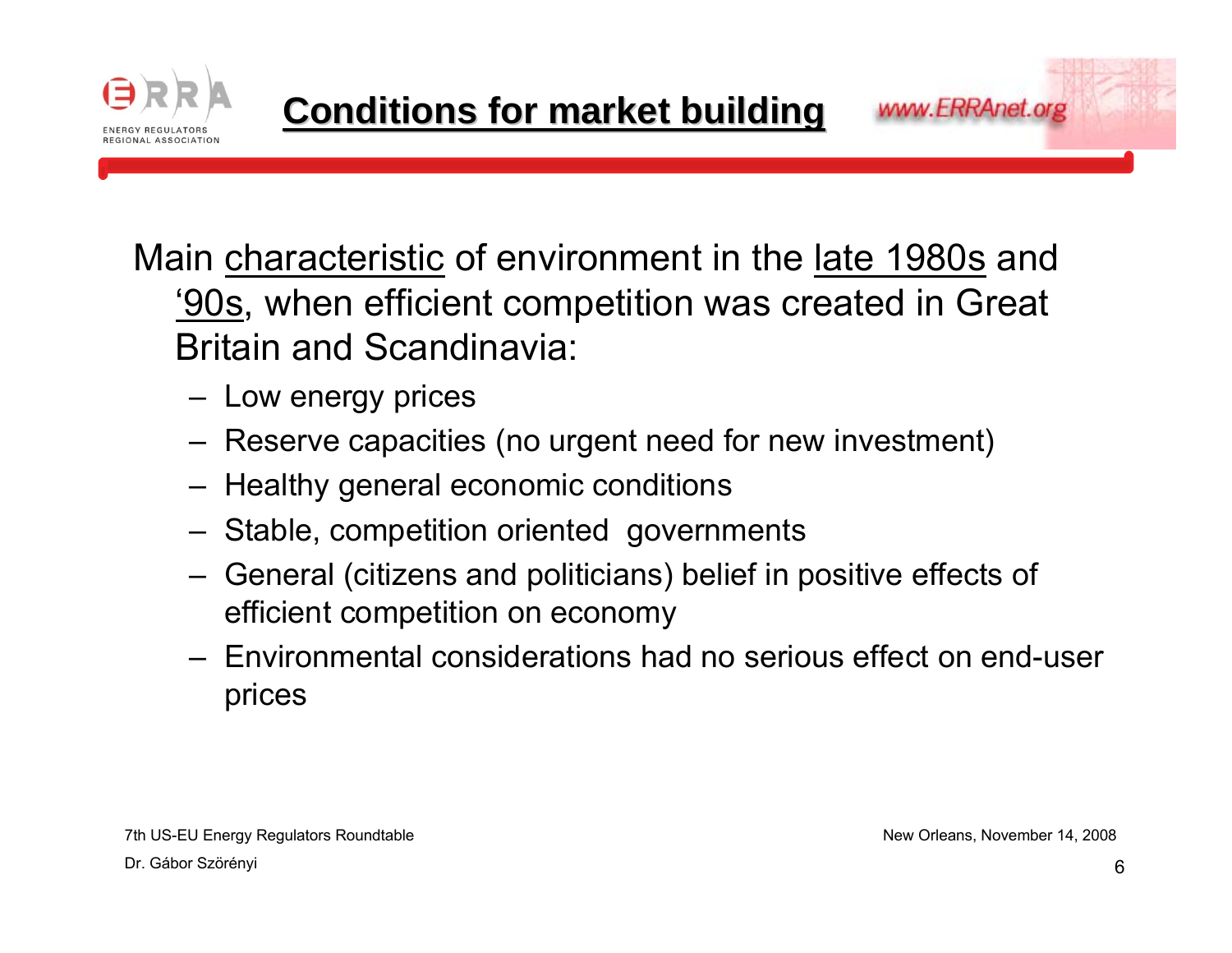# Conditions for market building

Main characteristic of environment in the late 1980s and '90s, when efficient competition was created in Great Britain and Scandinavia:

- Low energy prices
- Reserve capacities (no urgent need for new investment)
- Healthy general economic conditions
- Stable, competition oriented governments
- General (citizens and politicians) belief in positive effects of efficient competition on economy
- Environmental considerations had no serious effect on end-user prices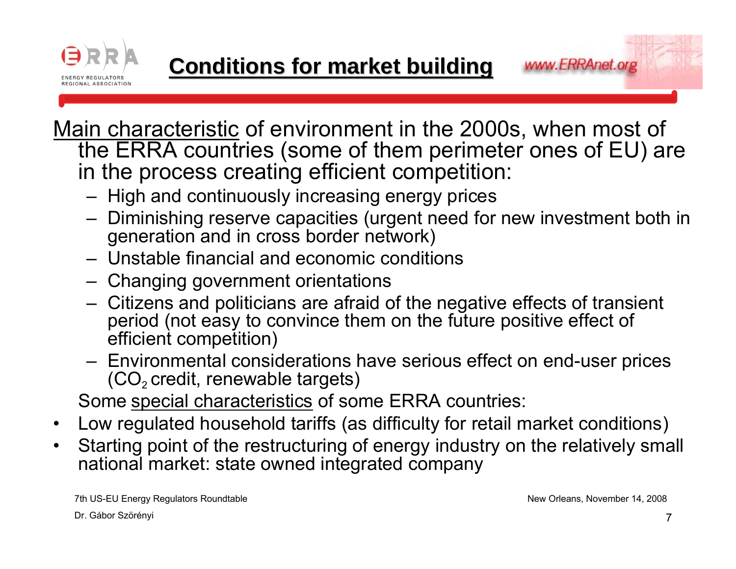# Conditions for market building

Main characteristic of environment in the 2000s, when most of the ERRA countries (some of them perimeter ones of EU) are in the process creating efficient competition:

- High and continuously increasing energy prices
- Diminishing reserve capacities (urgent need for new investment both in generation and in cross border network)
- Unstable financial and economic conditions
- Changing government orientations
- Citizens and politicians are afraid of the negative effects of transient period (not easy to convince them on the future positive effect of efficient competition)
- Environmental considerations have serious effect on end-user prices ($CO_2$ credit, renewable targets)

Some special characteristics of some ERRA countries:

- Low regulated household tariffs (as difficulty for retail market conditions)
- Starting point of the restructuring of energy industry on the relatively small national market: state owned integrated company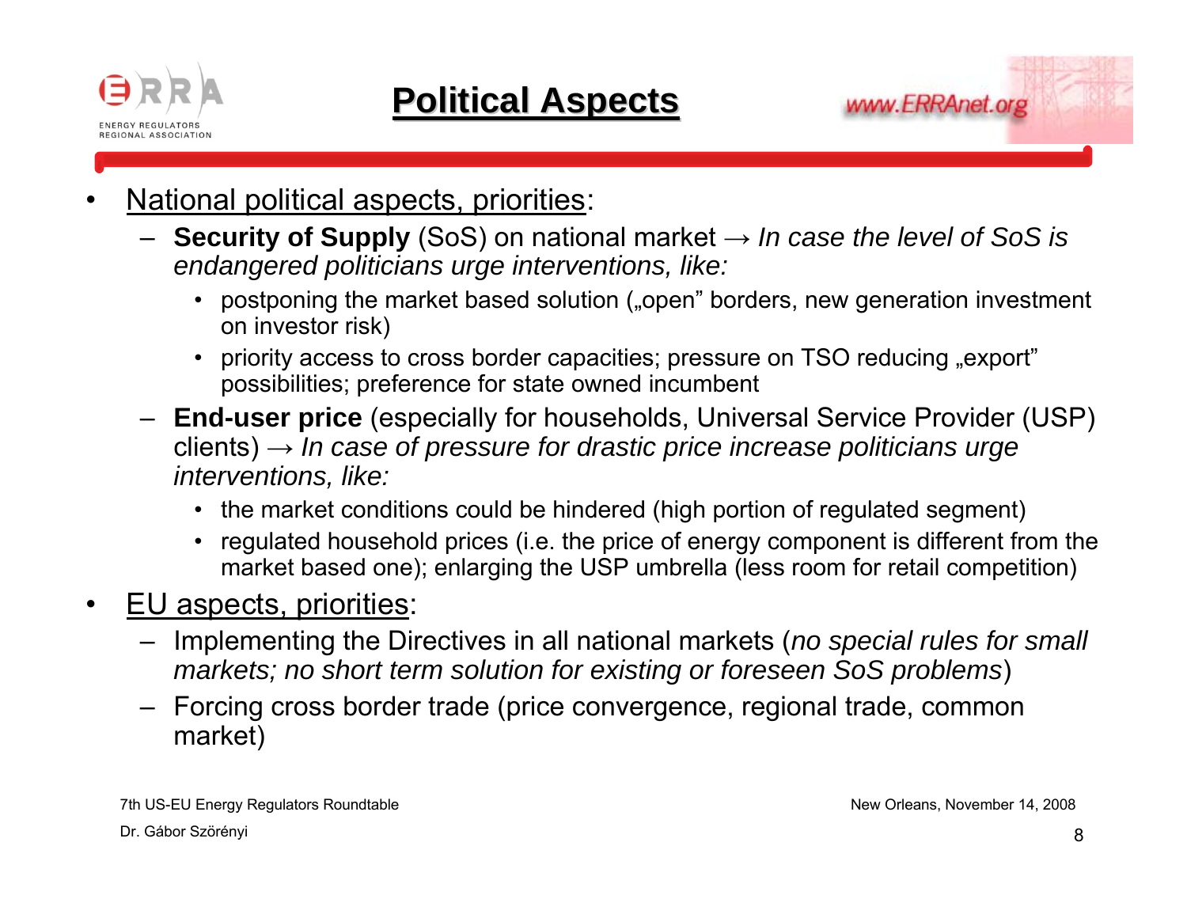# Political Aspects

- <u>National political aspects, priorities</u>:
  - **Security of Supply** (SoS) on national market → *In case the level of SoS is endangered politicians urge interventions, like:*
    - postponing the market based solution („open” borders, new generation investment on investor risk)
    - priority access to cross border capacities; pressure on TSO reducing „export” possibilities; preference for state owned incumbent
  - **End-user price** (especially for households, Universal Service Provider (USP) clients) → *In case of pressure for drastic price increase politicians urge interventions, like:*
    - the market conditions could be hindered (high portion of regulated segment)
    - regulated household prices (i.e. the price of energy component is different from the market based one); enlarging the USP umbrella (less room for retail competition)
- <u>EU aspects, priorities</u>:
  - Implementing the Directives in all national markets (*no special rules for small markets; no short term solution for existing or foreseen SoS problems*)
  - Forcing cross border trade (price convergence, regional trade, common market)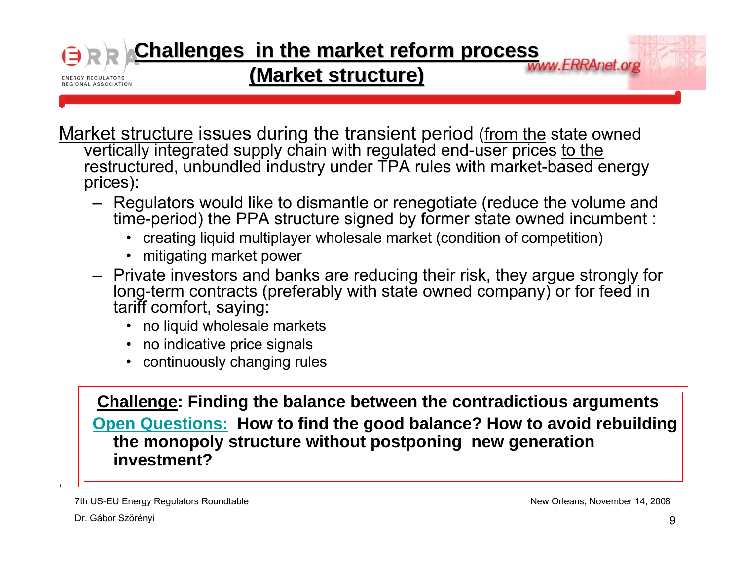# Challenges in the market reform process (Market structure)

Market structure issues during the transient period (from the state owned vertically integrated supply chain with regulated end-user prices to the restructured, unbundled industry under TPA rules with market-based energy prices):

- Regulators would like to dismantle or renegotiate (reduce the volume and time-period) the PPA structure signed by former state owned incumbent :
  - creating liquid multiplayer wholesale market (condition of competition)
  - mitigating market power
- Private investors and banks are reducing their risk, they argue strongly for long-term contracts (preferably with state owned company) or for feed in tariff comfort, saying:
  - no liquid wholesale markets
  - no indicative price signals
  - continuously changing rules

**Challenge: Finding the balance between the contradictious arguments**

**Open Questions: How to find the good balance? How to avoid rebuilding the monopoly structure without postponing new generation investment?**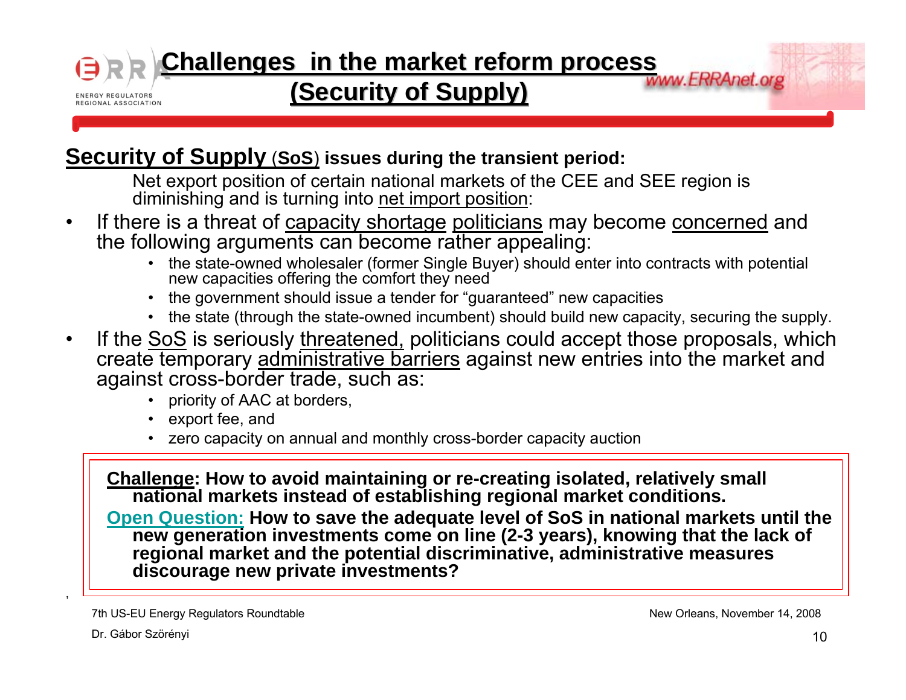# Challenges in the market reform process (Security of Supply)

**Security of Supply (SoS) issues during the transient period:**

Net export position of certain national markets of the CEE and SEE region is diminishing and is turning into net import position:

- If there is a threat of capacity shortage politicians may become concerned and the following arguments can become rather appealing:
  - the state-owned wholesaler (former Single Buyer) should enter into contracts with potential new capacities offering the comfort they need
  - the government should issue a tender for "guaranteed" new capacities
  - the state (through the state-owned incumbent) should build new capacity, securing the supply.
- If the SoS is seriously threatened, politicians could accept those proposals, which create temporary administrative barriers against new entries into the market and against cross-border trade, such as:
  - priority of AAC at borders,
  - export fee, and
  - zero capacity on annual and monthly cross-border capacity auction

**Challenge: How to avoid maintaining or re-creating isolated, relatively small national markets instead of establishing regional market conditions.**

**Open Question: How to save the adequate level of SoS in national markets until the new generation investments come on line (2-3 years), knowing that the lack of regional market and the potential discriminative, administrative measures discourage new private investments?**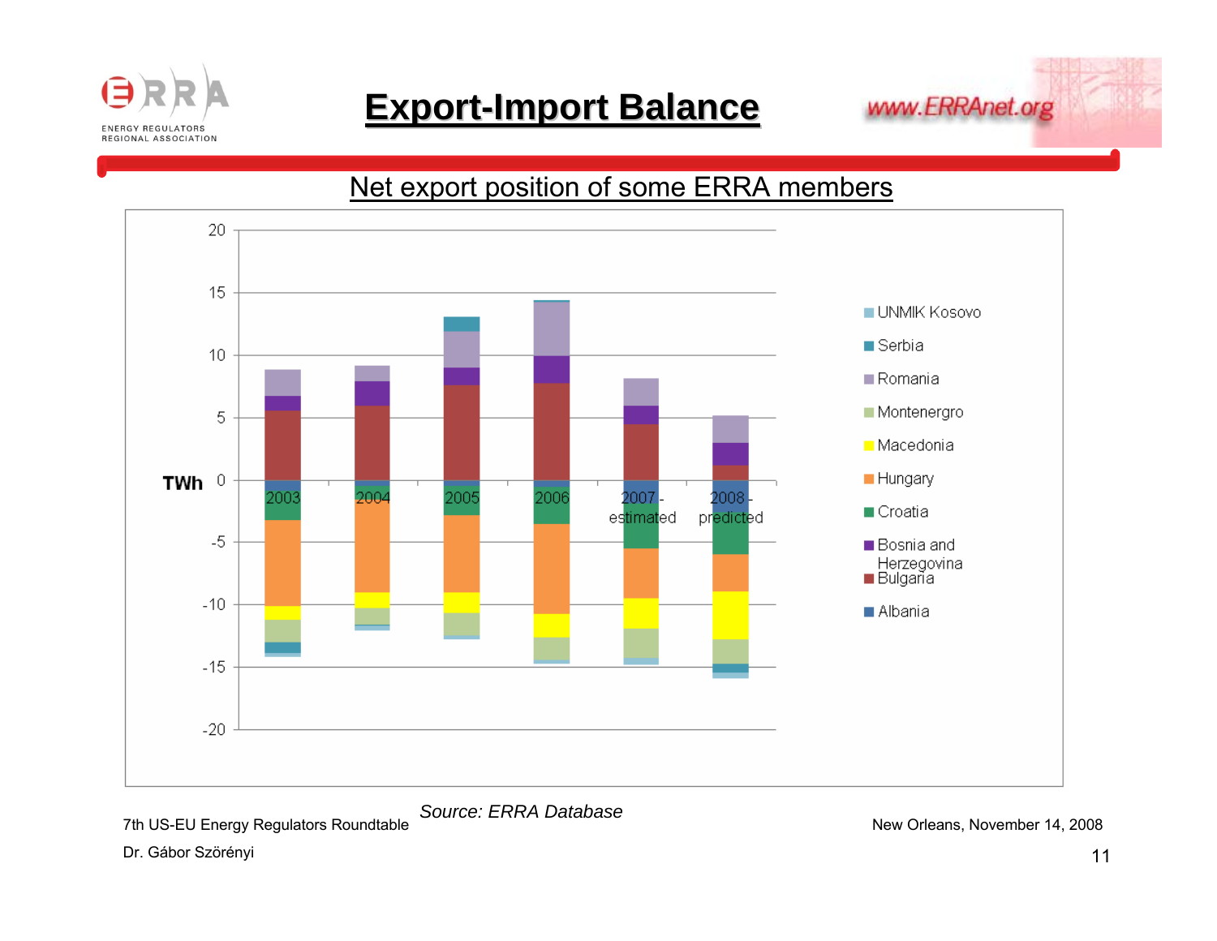# Export-Import Balance

## Net export position of some ERRA members

TWh

20
15
10
5
0
-5
-10
-15
-20

2003
2004
2005
2006
2007 - estimated
2008 - predicted

- UNMIK Kosovo
- Serbia
- Romania
- Montenergro
- Macedonia
- Hungary
- Croatia
- Bosnia and Herzegovina
- Bulgaria
- Albania

*Source: ERRA Database*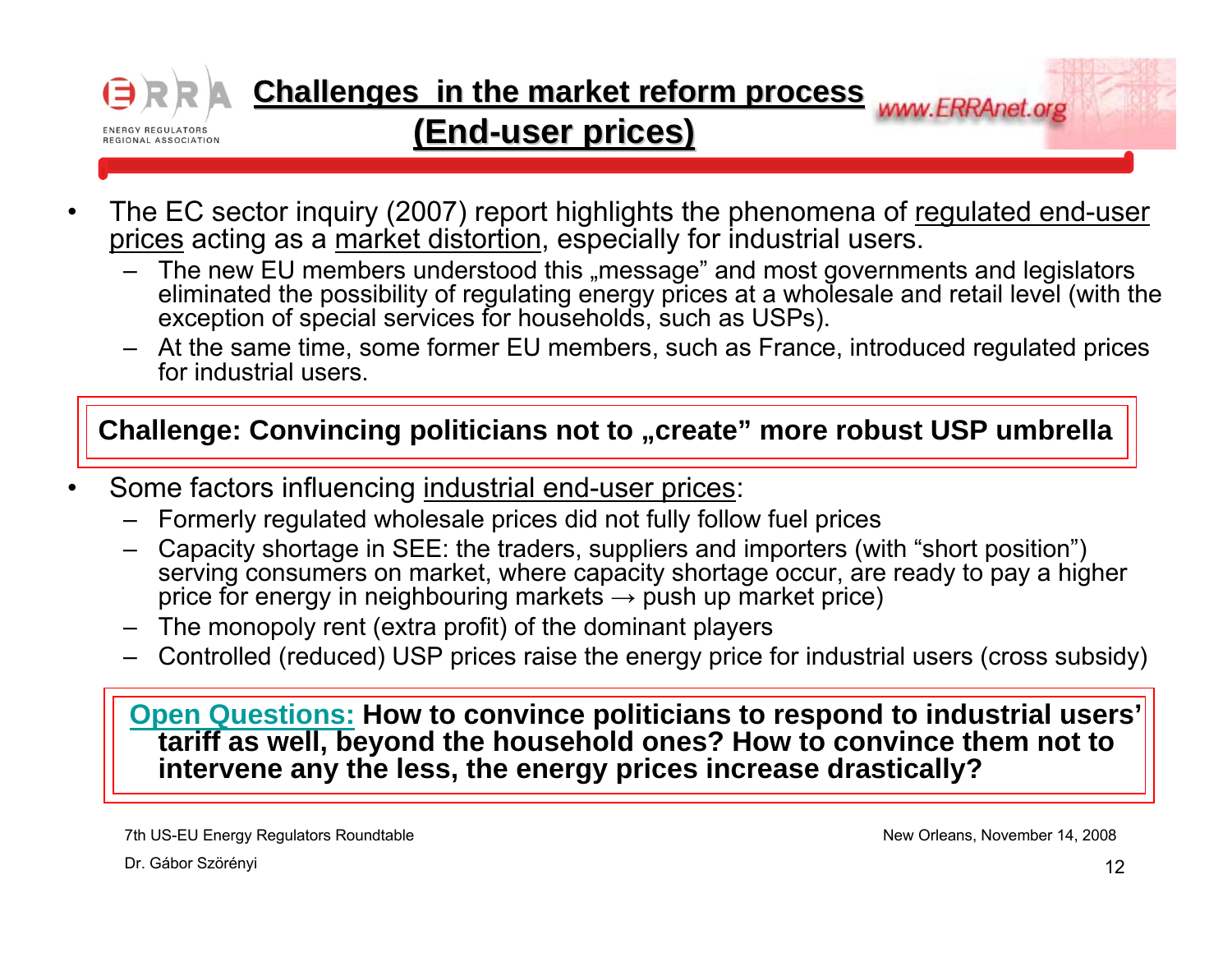# Challenges in the market reform process (End-user prices)

- The EC sector inquiry (2007) report highlights the phenomena of regulated end-user prices acting as a market distortion, especially for industrial users.
  - The new EU members understood this „message" and most governments and legislators eliminated the possibility of regulating energy prices at a wholesale and retail level (with the exception of special services for households, such as USPs).
  - At the same time, some former EU members, such as France, introduced regulated prices for industrial users.

**Challenge: Convincing politicians not to „create" more robust USP umbrella**

- Some factors influencing industrial end-user prices:
  - Formerly regulated wholesale prices did not fully follow fuel prices
  - Capacity shortage in SEE: the traders, suppliers and importers (with "short position") serving consumers on market, where capacity shortage occur, are ready to pay a higher price for energy in neighbouring markets → push up market price)
  - The monopoly rent (extra profit) of the dominant players
  - Controlled (reduced) USP prices raise the energy price for industrial users (cross subsidy)

**Open Questions: How to convince politicians to respond to industrial users' tariff as well, beyond the household ones? How to convince them not to intervene any the less, the energy prices increase drastically?**

7th US-EU Energy Regulators Roundtable

Dr. Gábor Szörényi

New Orleans, November 14, 2008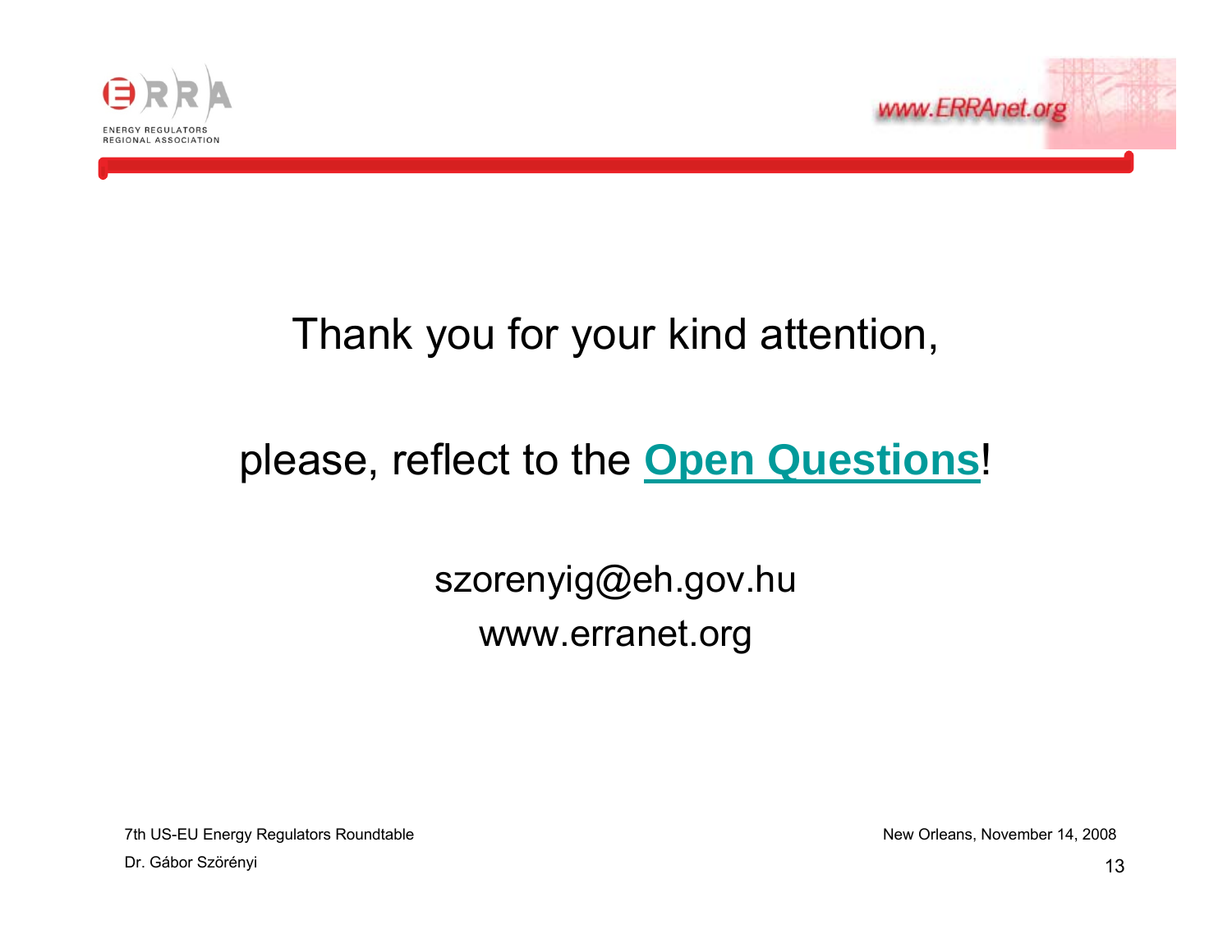Thank you for your kind attention,

please, reflect to the **Open Questions**!

szorenyig@eh.gov.hu

www.erranet.org